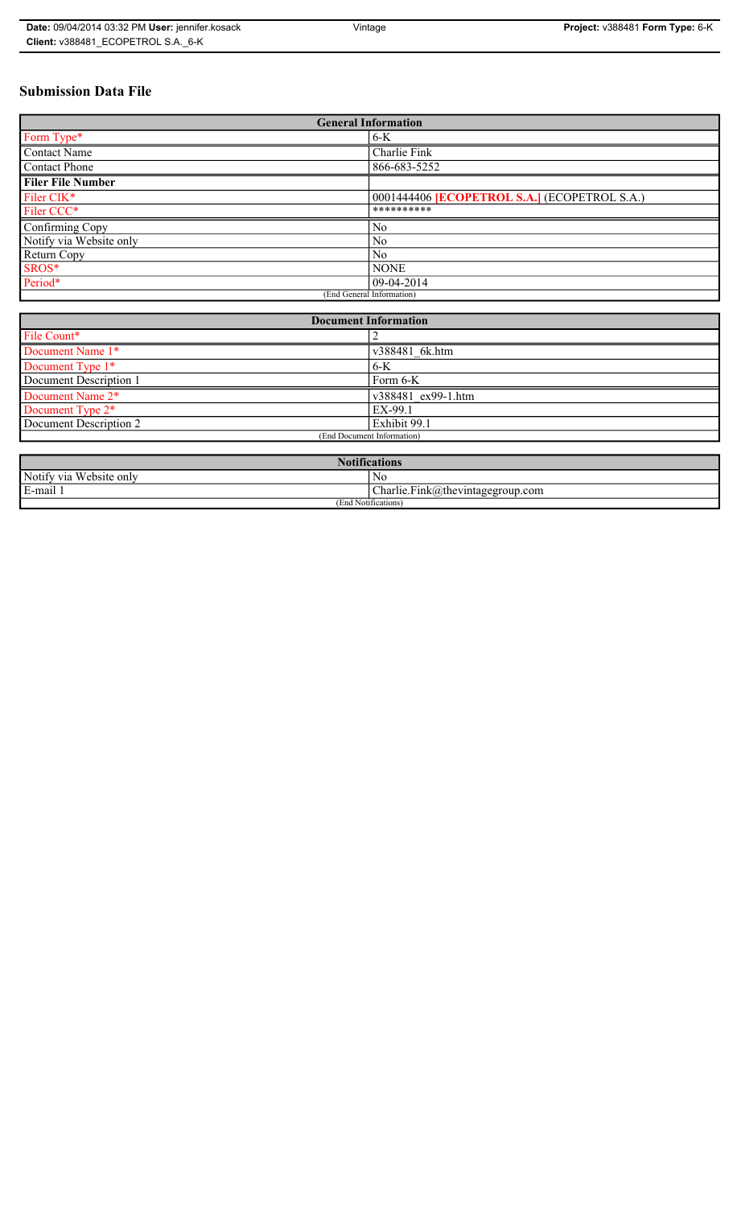# Submission Data File

| General Information | |
|---|---|
| Form Type* | 6-K |
| Contact Name | Charlie Fink |
| Contact Phone | 866-683-5252 |
| **Filer File Number** | |
| Filer CIK* | 0001444406 **[ECOPETROL S.A.]** (ECOPETROL S.A.) |
| Filer CCC* | ********** |
| Confirming Copy | No |
| Notify via Website only | No |
| Return Copy | No |
| SROS* | NONE |
| Period* | 09-04-2014 |
| (End General Information) | |

| Document Information | |
|---|---|
| File Count* | 2 |
| Document Name 1* | v388481_6k.htm |
| Document Type 1* | 6-K |
| Document Description 1 | Form 6-K |
| Document Name 2* | v388481_ex99-1.htm |
| Document Type 2* | EX-99.1 |
| Document Description 2 | Exhibit 99.1 |
| (End Document Information) | |

| Notifications | |
|---|---|
| Notify via Website only | No |
| E-mail 1 | Charlie.Fink@thevintagegroup.com |
| (End Notifications) | |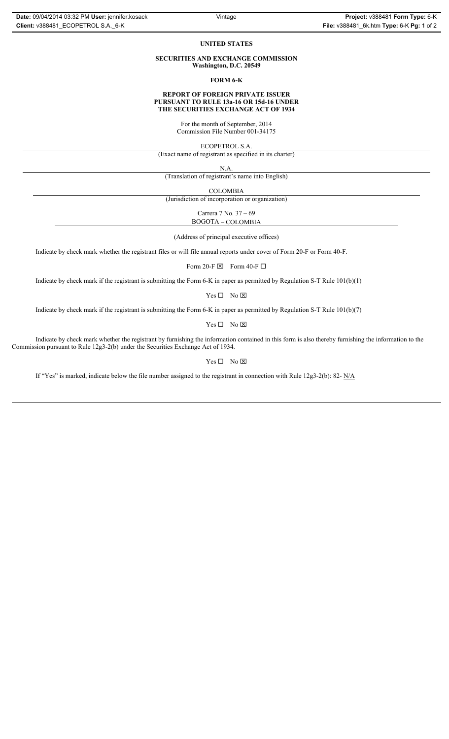**UNITED STATES**

**SECURITIES AND EXCHANGE COMMISSION**
**Washington, D.C. 20549**

**FORM 6-K**

**REPORT OF FOREIGN PRIVATE ISSUER**
**PURSUANT TO RULE 13a-16 OR 15d-16 UNDER**
**THE SECURITIES EXCHANGE ACT OF 1934**

For the month of September, 2014
Commission File Number 001-34175

ECOPETROL S.A.
(Exact name of registrant as specified in its charter)

N.A.
(Translation of registrant's name into English)

COLOMBIA
(Jurisdiction of incorporation or organization)

Carrera 7 No. 37 – 69
BOGOTA – COLOMBIA

(Address of principal executive offices)

Indicate by check mark whether the registrant files or will file annual reports under cover of Form 20-F or Form 40-F.

Form 20-F ☒ Form 40-F ☐

Indicate by check mark if the registrant is submitting the Form 6-K in paper as permitted by Regulation S-T Rule 101(b)(1)

Yes ☐ No ☒

Indicate by check mark if the registrant is submitting the Form 6-K in paper as permitted by Regulation S-T Rule 101(b)(7)

Yes ☐ No ☒

Indicate by check mark whether the registrant by furnishing the information contained in this form is also thereby furnishing the information to the Commission pursuant to Rule 12g3-2(b) under the Securities Exchange Act of 1934.

Yes ☐ No ☒

If "Yes" is marked, indicate below the file number assigned to the registrant in connection with Rule 12g3-2(b): 82- N/A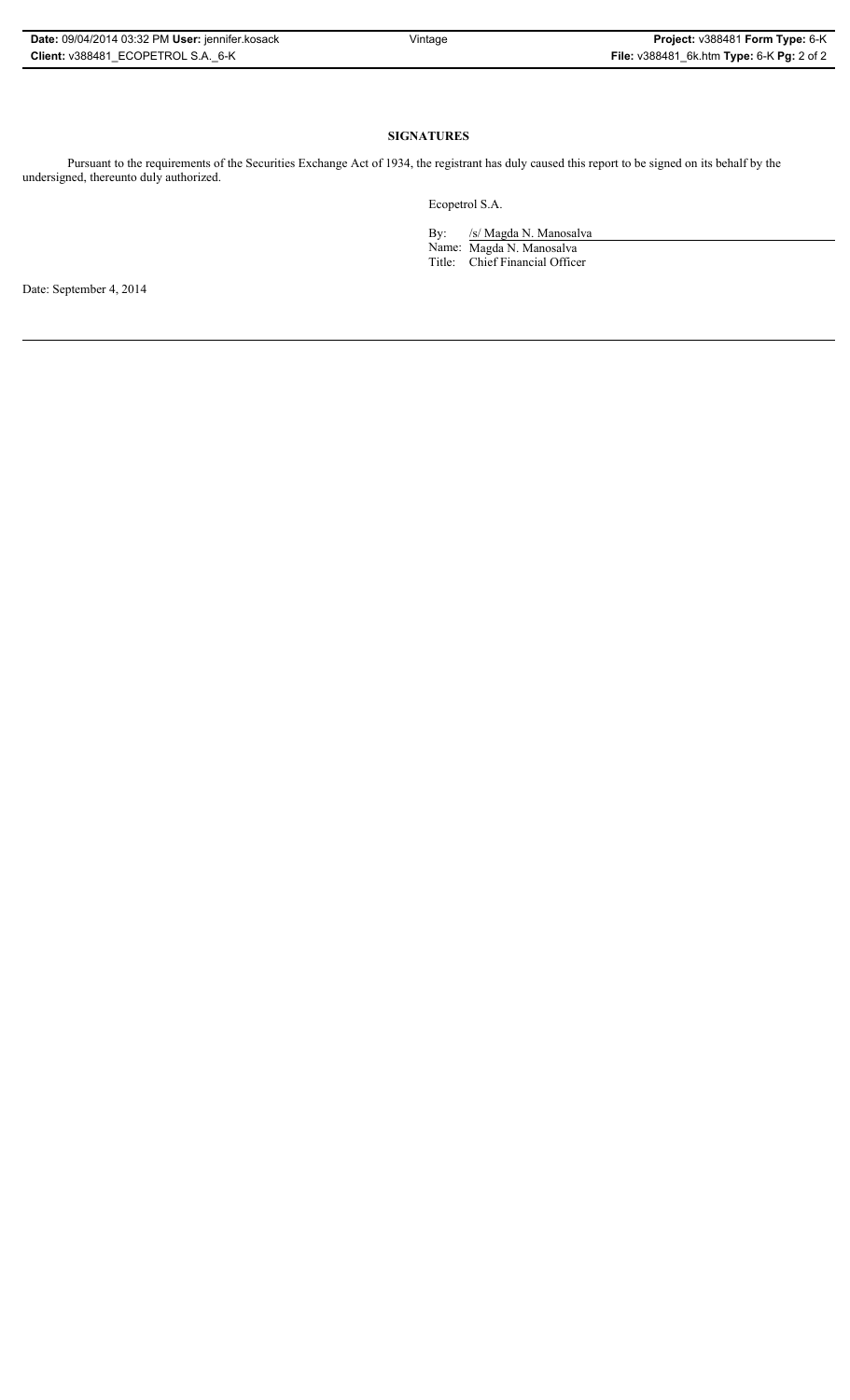## SIGNATURES

Pursuant to the requirements of the Securities Exchange Act of 1934, the registrant has duly caused this report to be signed on its behalf by the undersigned, thereunto duly authorized.

Ecopetrol S.A.

By: /s/ Magda N. Manosalva

Name: Magda N. Manosalva

Title: Chief Financial Officer

Date: September 4, 2014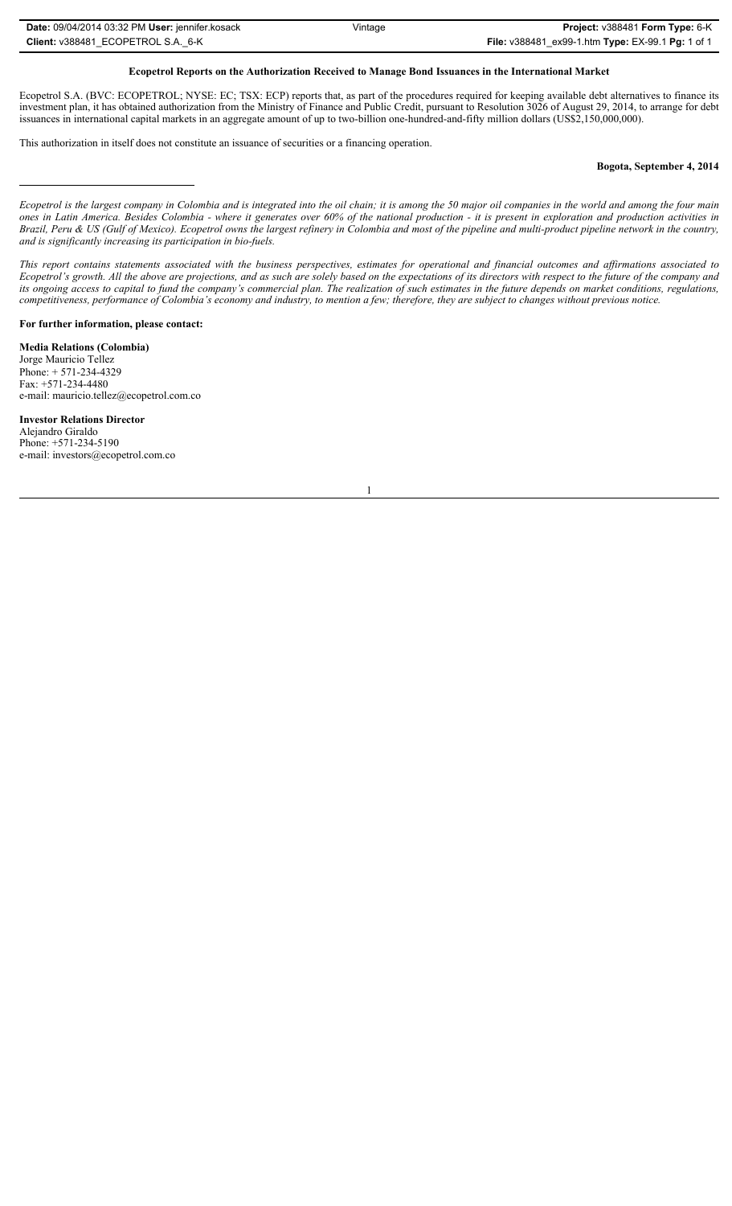**Ecopetrol Reports on the Authorization Received to Manage Bond Issuances in the International Market**

Ecopetrol S.A. (BVC: ECOPETROL; NYSE: EC; TSX: ECP) reports that, as part of the procedures required for keeping available debt alternatives to finance its investment plan, it has obtained authorization from the Ministry of Finance and Public Credit, pursuant to Resolution 3026 of August 29, 2014, to arrange for debt issuances in international capital markets in an aggregate amount of up to two-billion one-hundred-and-fifty million dollars (US$2,150,000,000).

This authorization in itself does not constitute an issuance of securities or a financing operation.

**Bogota, September 4, 2014**

---

*Ecopetrol is the largest company in Colombia and is integrated into the oil chain; it is among the 50 major oil companies in the world and among the four main ones in Latin America. Besides Colombia - where it generates over 60% of the national production - it is present in exploration and production activities in Brazil, Peru & US (Gulf of Mexico). Ecopetrol owns the largest refinery in Colombia and most of the pipeline and multi-product pipeline network in the country, and is significantly increasing its participation in bio-fuels.*

*This report contains statements associated with the business perspectives, estimates for operational and financial outcomes and affirmations associated to Ecopetrol's growth. All the above are projections, and as such are solely based on the expectations of its directors with respect to the future of the company and its ongoing access to capital to fund the company's commercial plan. The realization of such estimates in the future depends on market conditions, regulations, competitiveness, performance of Colombia's economy and industry, to mention a few; therefore, they are subject to changes without previous notice.*

**For further information, please contact:**

**Media Relations (Colombia)**
Jorge Mauricio Tellez
Phone: + 571-234-4329
Fax: +571-234-4480
e-mail: mauricio.tellez@ecopetrol.com.co

**Investor Relations Director**
Alejandro Giraldo
Phone: +571-234-5190
e-mail: investors@ecopetrol.com.co